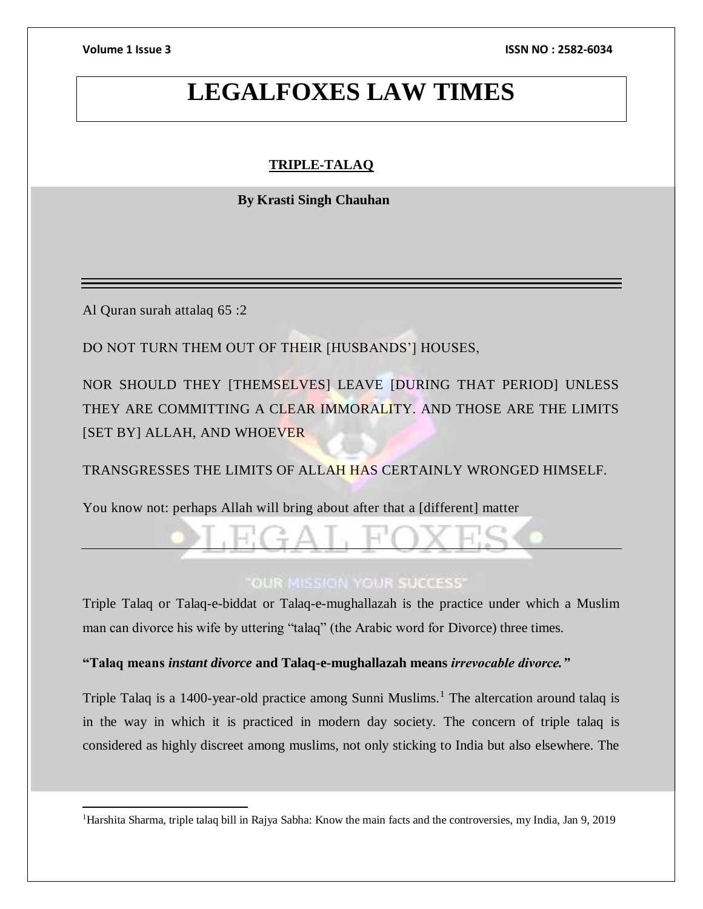# LEGALFOXES LAW TIMES

## TRIPLE-TALAQ

**By Krasti Singh Chauhan**

---

Al Quran surah attalaq 65 :2

DO NOT TURN THEM OUT OF THEIR [HUSBANDS'] HOUSES,

NOR SHOULD THEY [THEMSELVES] LEAVE [DURING THAT PERIOD] UNLESS THEY ARE COMMITTING A CLEAR IMMORALITY. AND THOSE ARE THE LIMITS [SET BY] ALLAH, AND WHOEVER

TRANSGRESSES THE LIMITS OF ALLAH HAS CERTAINLY WRONGED HIMSELF.

You know not: perhaps Allah will bring about after that a [different] matter

---

Triple Talaq or Talaq-e-biddat or Talaq-e-mughallazah is the practice under which a Muslim man can divorce his wife by uttering "talaq" (the Arabic word for Divorce) three times.

**"Talaq means *instant divorce* and Talaq-e-mughallazah means *irrevocable divorce.*"**

Triple Talaq is a 1400-year-old practice among Sunni Muslims.[1] The altercation around talaq is in the way in which it is practiced in modern day society. The concern of triple talaq is considered as highly discreet among muslims, not only sticking to India but also elsewhere. The

---

[1]Harshita Sharma, triple talaq bill in Rajya Sabha: Know the main facts and the controversies, my India, Jan 9, 2019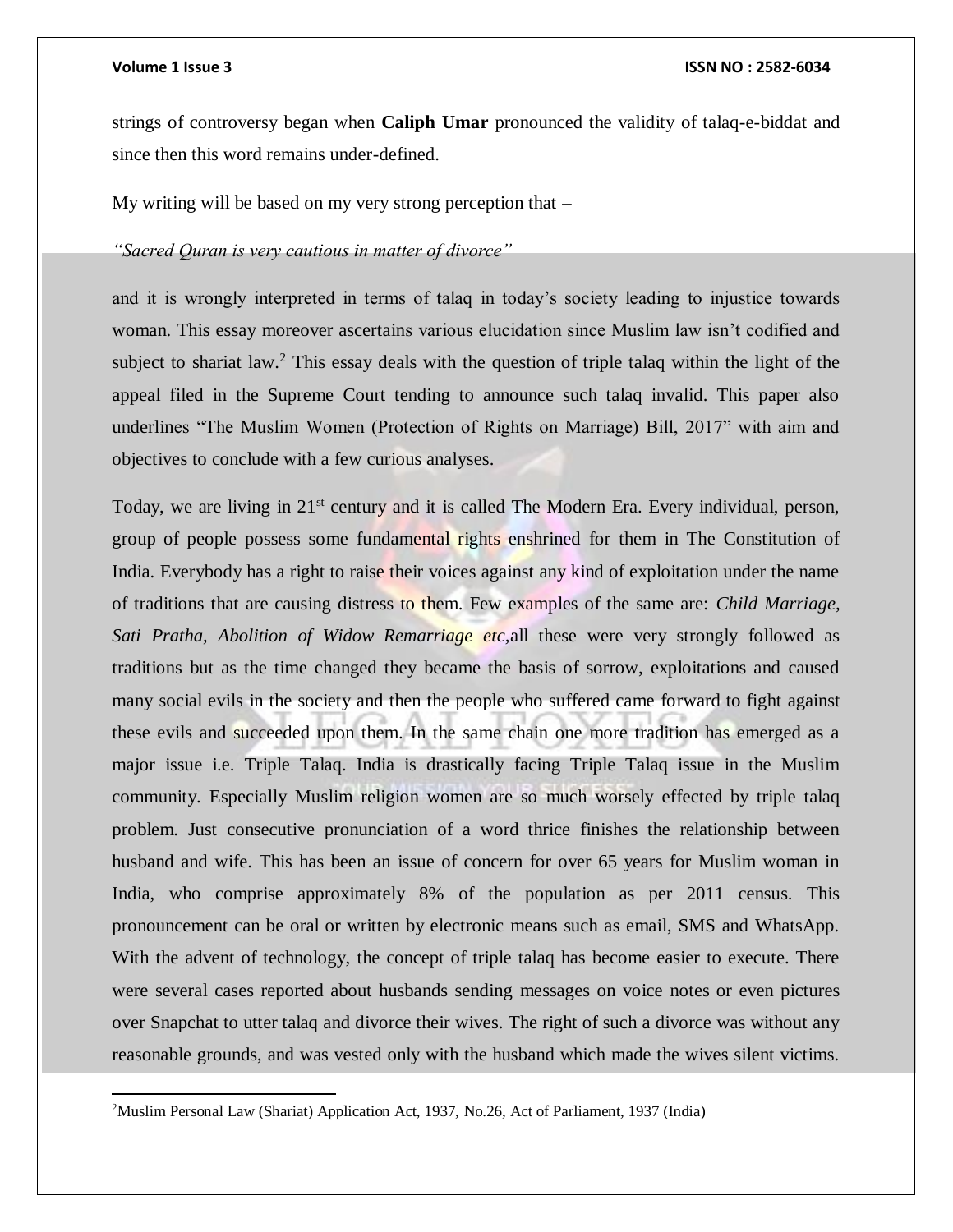strings of controversy began when **Caliph Umar** pronounced the validity of talaq-e-biddat and since then this word remains under-defined.

My writing will be based on my very strong perception that –

*"Sacred Quran is very cautious in matter of divorce"*

and it is wrongly interpreted in terms of talaq in today's society leading to injustice towards woman. This essay moreover ascertains various elucidation since Muslim law isn't codified and subject to shariat law.[2] This essay deals with the question of triple talaq within the light of the appeal filed in the Supreme Court tending to announce such talaq invalid. This paper also underlines "The Muslim Women (Protection of Rights on Marriage) Bill, 2017" with aim and objectives to conclude with a few curious analyses.

Today, we are living in 21st century and it is called The Modern Era. Every individual, person, group of people possess some fundamental rights enshrined for them in The Constitution of India. Everybody has a right to raise their voices against any kind of exploitation under the name of traditions that are causing distress to them. Few examples of the same are: *Child Marriage, Sati Pratha, Abolition of Widow Remarriage etc,*all these were very strongly followed as traditions but as the time changed they became the basis of sorrow, exploitations and caused many social evils in the society and then the people who suffered came forward to fight against these evils and succeeded upon them. In the same chain one more tradition has emerged as a major issue i.e. Triple Talaq. India is drastically facing Triple Talaq issue in the Muslim community. Especially Muslim religion women are so much worsely effected by triple talaq problem. Just consecutive pronunciation of a word thrice finishes the relationship between husband and wife. This has been an issue of concern for over 65 years for Muslim woman in India, who comprise approximately 8% of the population as per 2011 census. This pronouncement can be oral or written by electronic means such as email, SMS and WhatsApp. With the advent of technology, the concept of triple talaq has become easier to execute. There were several cases reported about husbands sending messages on voice notes or even pictures over Snapchat to utter talaq and divorce their wives. The right of such a divorce was without any reasonable grounds, and was vested only with the husband which made the wives silent victims.

[2]Muslim Personal Law (Shariat) Application Act, 1937, No.26, Act of Parliament, 1937 (India)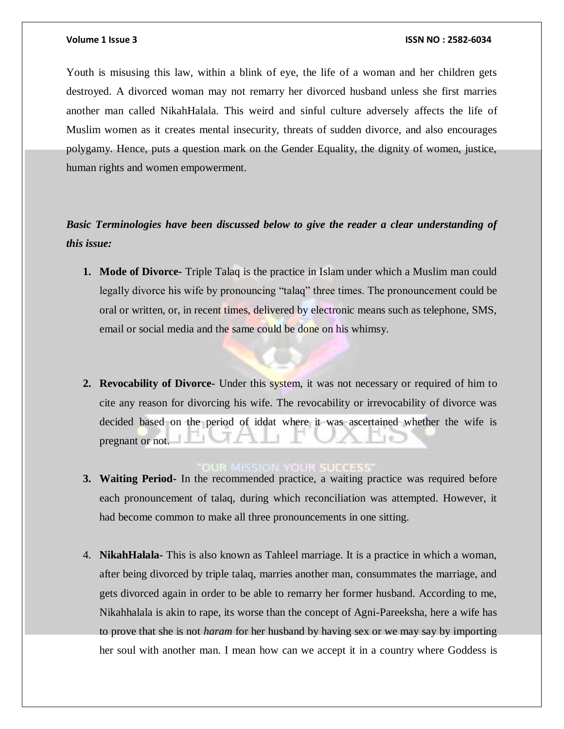Youth is misusing this law, within a blink of eye, the life of a woman and her children gets destroyed. A divorced woman may not remarry her divorced husband unless she first marries another man called NikahHalala. This weird and sinful culture adversely affects the life of Muslim women as it creates mental insecurity, threats of sudden divorce, and also encourages polygamy. Hence, puts a question mark on the Gender Equality, the dignity of women, justice, human rights and women empowerment.

***Basic Terminologies have been discussed below to give the reader a clear understanding of this issue:***

1. **Mode of Divorce-** Triple Talaq is the practice in Islam under which a Muslim man could legally divorce his wife by pronouncing "talaq" three times. The pronouncement could be oral or written, or, in recent times, delivered by electronic means such as telephone, SMS, email or social media and the same could be done on his whimsy.

2. **Revocability of Divorce-** Under this system, it was not necessary or required of him to cite any reason for divorcing his wife. The revocability or irrevocability of divorce was decided based on the period of iddat where it was ascertained whether the wife is pregnant or not.

3. **Waiting Period-** In the recommended practice, a waiting practice was required before each pronouncement of talaq, during which reconciliation was attempted. However, it had become common to make all three pronouncements in one sitting.

4. **NikahHalala-** This is also known as Tahleel marriage. It is a practice in which a woman, after being divorced by triple talaq, marries another man, consummates the marriage, and gets divorced again in order to be able to remarry her former husband. According to me, Nikahhalala is akin to rape, its worse than the concept of Agni-Pareeksha, here a wife has to prove that she is not *haram* for her husband by having sex or we may say by importing her soul with another man. I mean how can we accept it in a country where Goddess is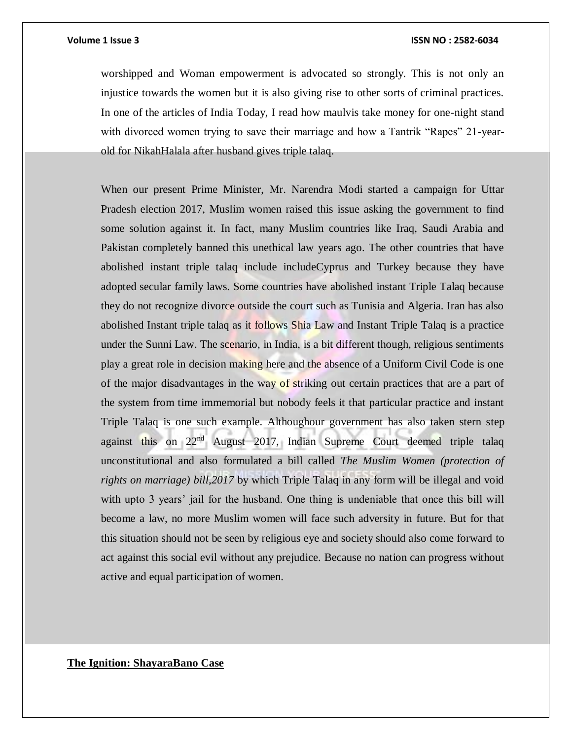worshipped and Woman empowerment is advocated so strongly. This is not only an injustice towards the women but it is also giving rise to other sorts of criminal practices. In one of the articles of India Today, I read how maulvis take money for one-night stand with divorced women trying to save their marriage and how a Tantrik "Rapes" 21-year-old for NikahHalala after husband gives triple talaq.

When our present Prime Minister, Mr. Narendra Modi started a campaign for Uttar Pradesh election 2017, Muslim women raised this issue asking the government to find some solution against it. In fact, many Muslim countries like Iraq, Saudi Arabia and Pakistan completely banned this unethical law years ago. The other countries that have abolished instant triple talaq include includeCyprus and Turkey because they have adopted secular family laws. Some countries have abolished instant Triple Talaq because they do not recognize divorce outside the court such as Tunisia and Algeria. Iran has also abolished Instant triple talaq as it follows Shia Law and Instant Triple Talaq is a practice under the Sunni Law. The scenario, in India, is a bit different though, religious sentiments play a great role in decision making here and the absence of a Uniform Civil Code is one of the major disadvantages in the way of striking out certain practices that are a part of the system from time immemorial but nobody feels it that particular practice and instant Triple Talaq is one such example. Althoughour government has also taken stern step against this on 22nd August 2017, Indian Supreme Court deemed triple talaq unconstitutional and also formulated a bill called *The Muslim Women (protection of rights on marriage) bill,2017* by which Triple Talaq in any form will be illegal and void with upto 3 years' jail for the husband. One thing is undeniable that once this bill will become a law, no more Muslim women will face such adversity in future. But for that this situation should not be seen by religious eye and society should also come forward to act against this social evil without any prejudice. Because no nation can progress without active and equal participation of women.

## The Ignition: ShayaraBano Case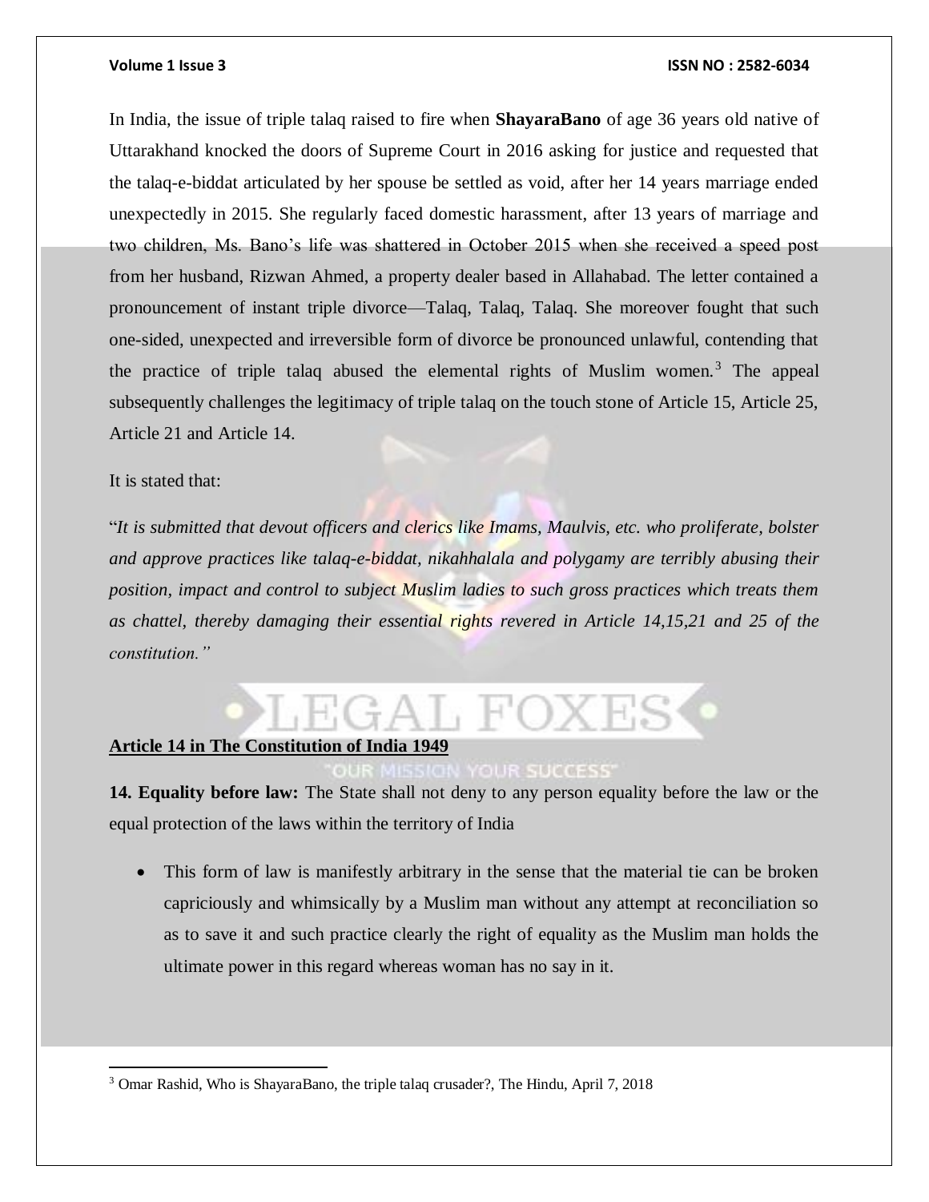In India, the issue of triple talaq raised to fire when **ShayaraBano** of age 36 years old native of Uttarakhand knocked the doors of Supreme Court in 2016 asking for justice and requested that the talaq-e-biddat articulated by her spouse be settled as void, after her 14 years marriage ended unexpectedly in 2015. She regularly faced domestic harassment, after 13 years of marriage and two children, Ms. Bano's life was shattered in October 2015 when she received a speed post from her husband, Rizwan Ahmed, a property dealer based in Allahabad. The letter contained a pronouncement of instant triple divorce—Talaq, Talaq, Talaq. She moreover fought that such one-sided, unexpected and irreversible form of divorce be pronounced unlawful, contending that the practice of triple talaq abused the elemental rights of Muslim women.[3] The appeal subsequently challenges the legitimacy of triple talaq on the touch stone of Article 15, Article 25, Article 21 and Article 14.

It is stated that:

"*It is submitted that devout officers and clerics like Imams, Maulvis, etc. who proliferate, bolster and approve practices like talaq-e-biddat, nikahhalala and polygamy are terribly abusing their position, impact and control to subject Muslim ladies to such gross practices which treats them as chattel, thereby damaging their essential rights revered in Article 14,15,21 and 25 of the constitution."*

**Article 14 in The Constitution of India 1949**

**14. Equality before law:** The State shall not deny to any person equality before the law or the equal protection of the laws within the territory of India

- This form of law is manifestly arbitrary in the sense that the material tie can be broken capriciously and whimsically by a Muslim man without any attempt at reconciliation so as to save it and such practice clearly the right of equality as the Muslim man holds the ultimate power in this regard whereas woman has no say in it.

[3] Omar Rashid, Who is ShayaraBano, the triple talaq crusader?, The Hindu, April 7, 2018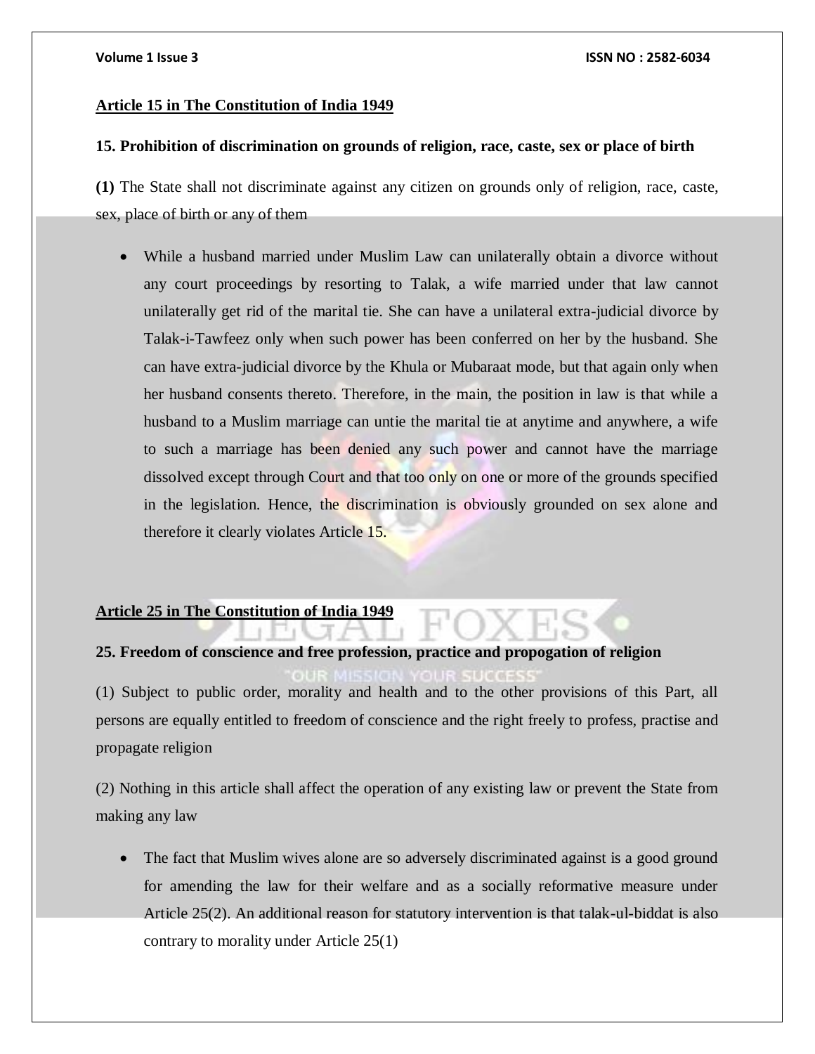**Article 15 in The Constitution of India 1949**

**15. Prohibition of discrimination on grounds of religion, race, caste, sex or place of birth**

**(1)** The State shall not discriminate against any citizen on grounds only of religion, race, caste, sex, place of birth or any of them

- While a husband married under Muslim Law can unilaterally obtain a divorce without any court proceedings by resorting to Talak, a wife married under that law cannot unilaterally get rid of the marital tie. She can have a unilateral extra-judicial divorce by Talak-i-Tawfeez only when such power has been conferred on her by the husband. She can have extra-judicial divorce by the Khula or Mubaraat mode, but that again only when her husband consents thereto. Therefore, in the main, the position in law is that while a husband to a Muslim marriage can untie the marital tie at anytime and anywhere, a wife to such a marriage has been denied any such power and cannot have the marriage dissolved except through Court and that too only on one or more of the grounds specified in the legislation. Hence, the discrimination is obviously grounded on sex alone and therefore it clearly violates Article 15.

**Article 25 in The Constitution of India 1949**

**25. Freedom of conscience and free profession, practice and propogation of religion**

(1) Subject to public order, morality and health and to the other provisions of this Part, all persons are equally entitled to freedom of conscience and the right freely to profess, practise and propagate religion

(2) Nothing in this article shall affect the operation of any existing law or prevent the State from making any law

- The fact that Muslim wives alone are so adversely discriminated against is a good ground for amending the law for their welfare and as a socially reformative measure under Article 25(2). An additional reason for statutory intervention is that talak-ul-biddat is also contrary to morality under Article 25(1)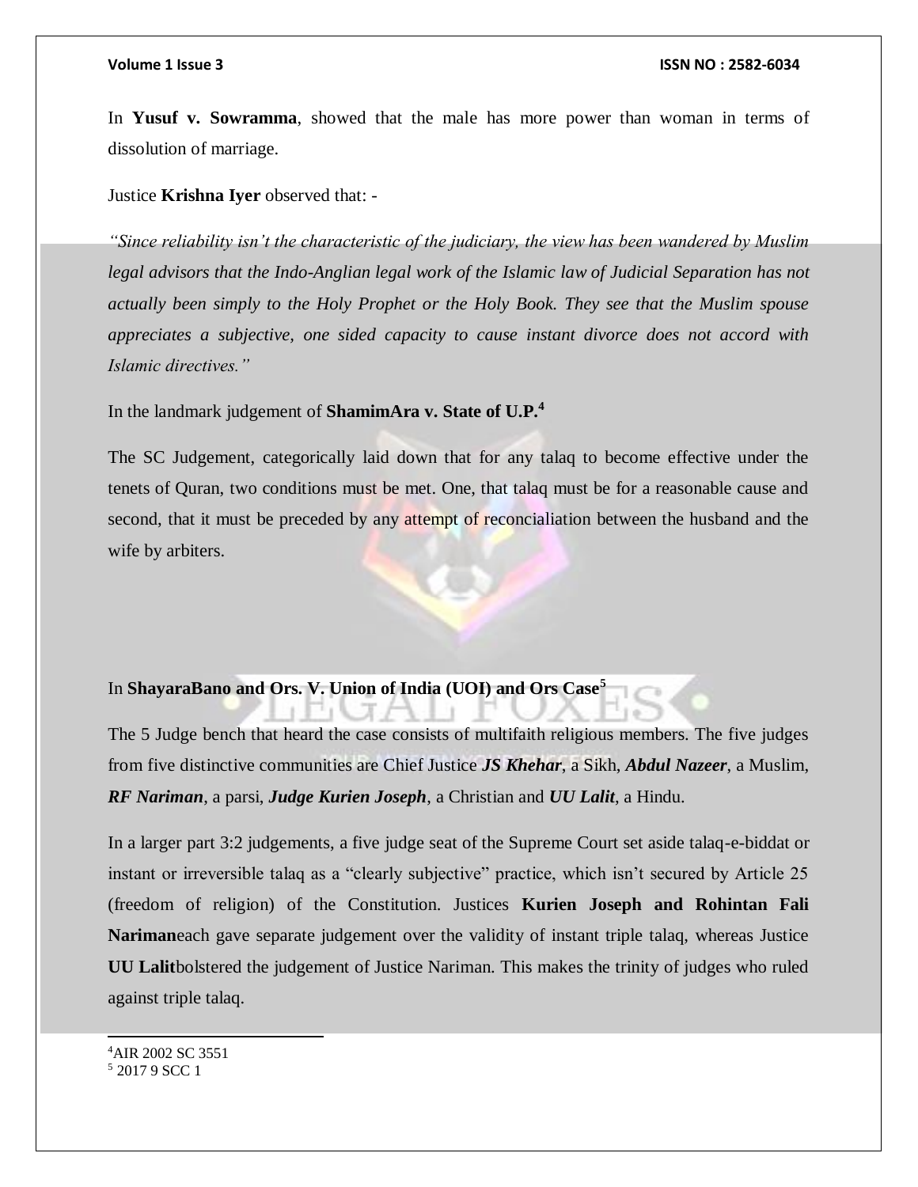In **Yusuf v. Sowramma**, showed that the male has more power than woman in terms of dissolution of marriage.

Justice **Krishna Iyer** observed that: -

*"Since reliability isn't the characteristic of the judiciary, the view has been wandered by Muslim legal advisors that the Indo-Anglian legal work of the Islamic law of Judicial Separation has not actually been simply to the Holy Prophet or the Holy Book. They see that the Muslim spouse appreciates a subjective, one sided capacity to cause instant divorce does not accord with Islamic directives."*

In the landmark judgement of **ShamimAra v. State of U.P.**[4]

The SC Judgement, categorically laid down that for any talaq to become effective under the tenets of Quran, two conditions must be met. One, that talaq must be for a reasonable cause and second, that it must be preceded by any attempt of reconcialiation between the husband and the wife by arbiters.

In **ShayaraBano and Ors. V. Union of India (UOI) and Ors Case**[5]

The 5 Judge bench that heard the case consists of multifaith religious members. The five judges from five distinctive communities are Chief Justice ***JS Khehar***, a Sikh, ***Abdul Nazeer***, a Muslim, ***RF Nariman***, a parsi, ***Judge Kurien Joseph***, a Christian and ***UU Lalit***, a Hindu.

In a larger part 3:2 judgements, a five judge seat of the Supreme Court set aside talaq-e-biddat or instant or irreversible talaq as a "clearly subjective" practice, which isn't secured by Article 25 (freedom of religion) of the Constitution. Justices **Kurien Joseph and Rohintan Fali Nariman**each gave separate judgement over the validity of instant triple talaq, whereas Justice **UU Lalit**bolstered the judgement of Justice Nariman. This makes the trinity of judges who ruled against triple talaq.

---

[4]AIR 2002 SC 3551

[5] 2017 9 SCC 1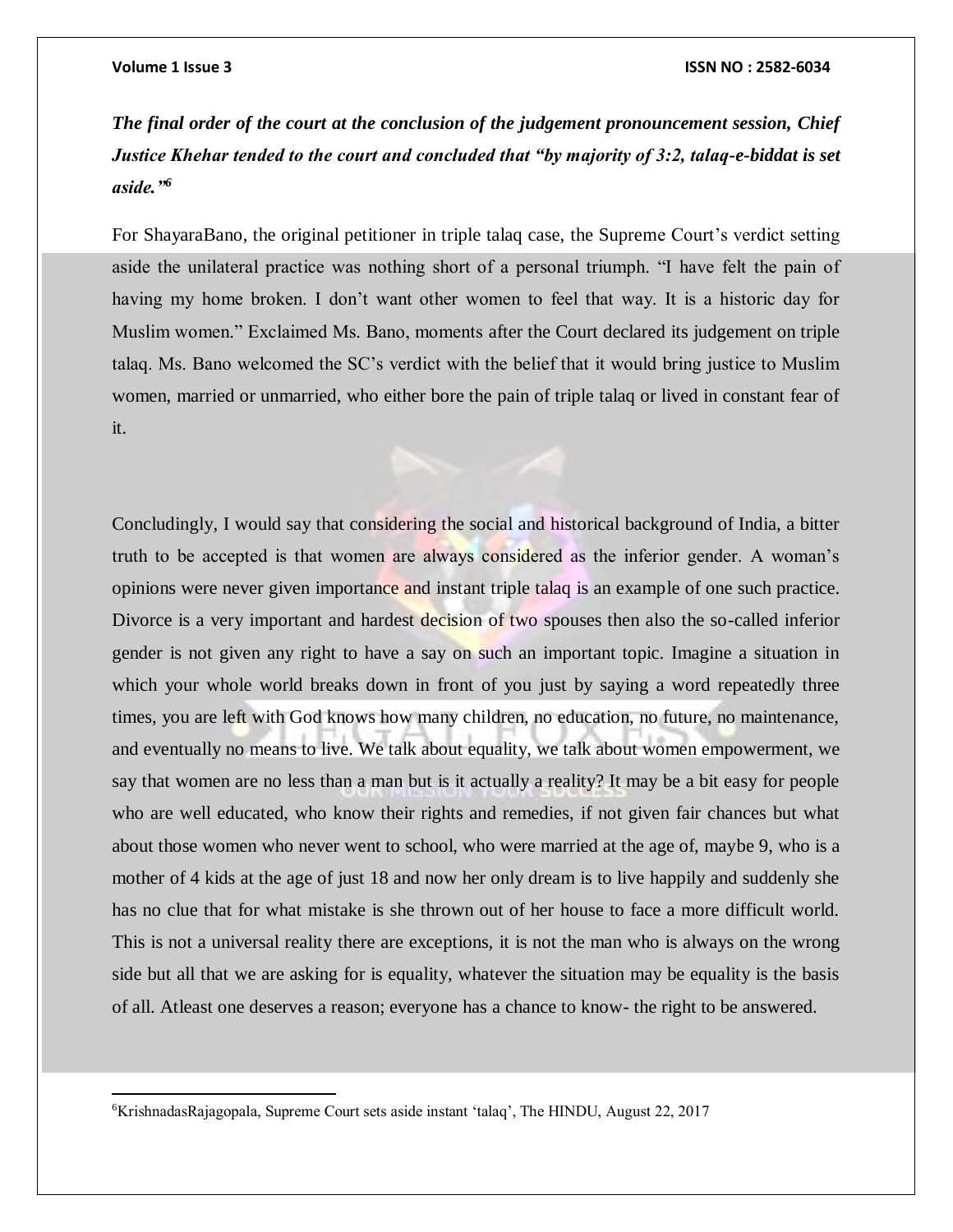***The final order of the court at the conclusion of the judgement pronouncement session, Chief Justice Khehar tended to the court and concluded that "by majority of 3:2, talaq-e-biddat is set aside."[6]***

For ShayaraBano, the original petitioner in triple talaq case, the Supreme Court's verdict setting aside the unilateral practice was nothing short of a personal triumph. "I have felt the pain of having my home broken. I don't want other women to feel that way. It is a historic day for Muslim women." Exclaimed Ms. Bano, moments after the Court declared its judgement on triple talaq. Ms. Bano welcomed the SC's verdict with the belief that it would bring justice to Muslim women, married or unmarried, who either bore the pain of triple talaq or lived in constant fear of it.

Concludingly, I would say that considering the social and historical background of India, a bitter truth to be accepted is that women are always considered as the inferior gender. A woman's opinions were never given importance and instant triple talaq is an example of one such practice. Divorce is a very important and hardest decision of two spouses then also the so-called inferior gender is not given any right to have a say on such an important topic. Imagine a situation in which your whole world breaks down in front of you just by saying a word repeatedly three times, you are left with God knows how many children, no education, no future, no maintenance, and eventually no means to live. We talk about equality, we talk about women empowerment, we say that women are no less than a man but is it actually a reality? It may be a bit easy for people who are well educated, who know their rights and remedies, if not given fair chances but what about those women who never went to school, who were married at the age of, maybe 9, who is a mother of 4 kids at the age of just 18 and now her only dream is to live happily and suddenly she has no clue that for what mistake is she thrown out of her house to face a more difficult world. This is not a universal reality there are exceptions, it is not the man who is always on the wrong side but all that we are asking for is equality, whatever the situation may be equality is the basis of all. Atleast one deserves a reason; everyone has a chance to know- the right to be answered.

---

[6] KrishnadasRajagopala, Supreme Court sets aside instant 'talaq', The HINDU, August 22, 2017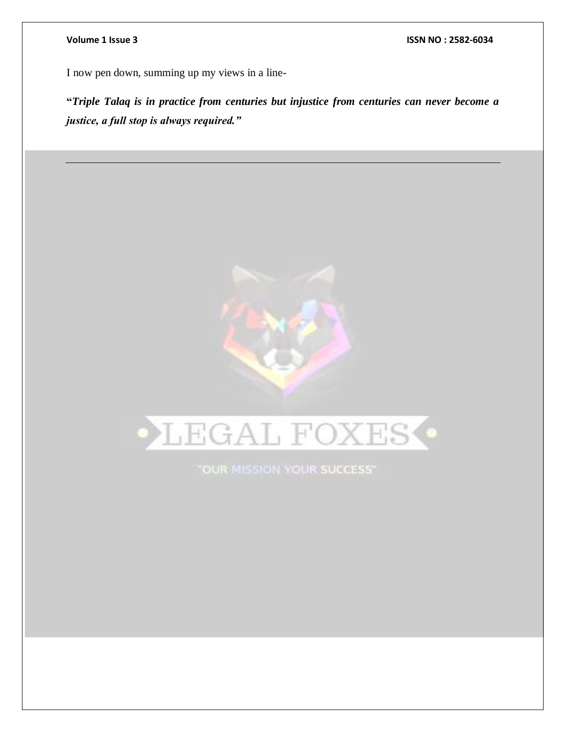I now pen down, summing up my views in a line-

"***Triple Talaq is in practice from centuries but injustice from centuries can never become a justice, a full stop is always required.***"

---